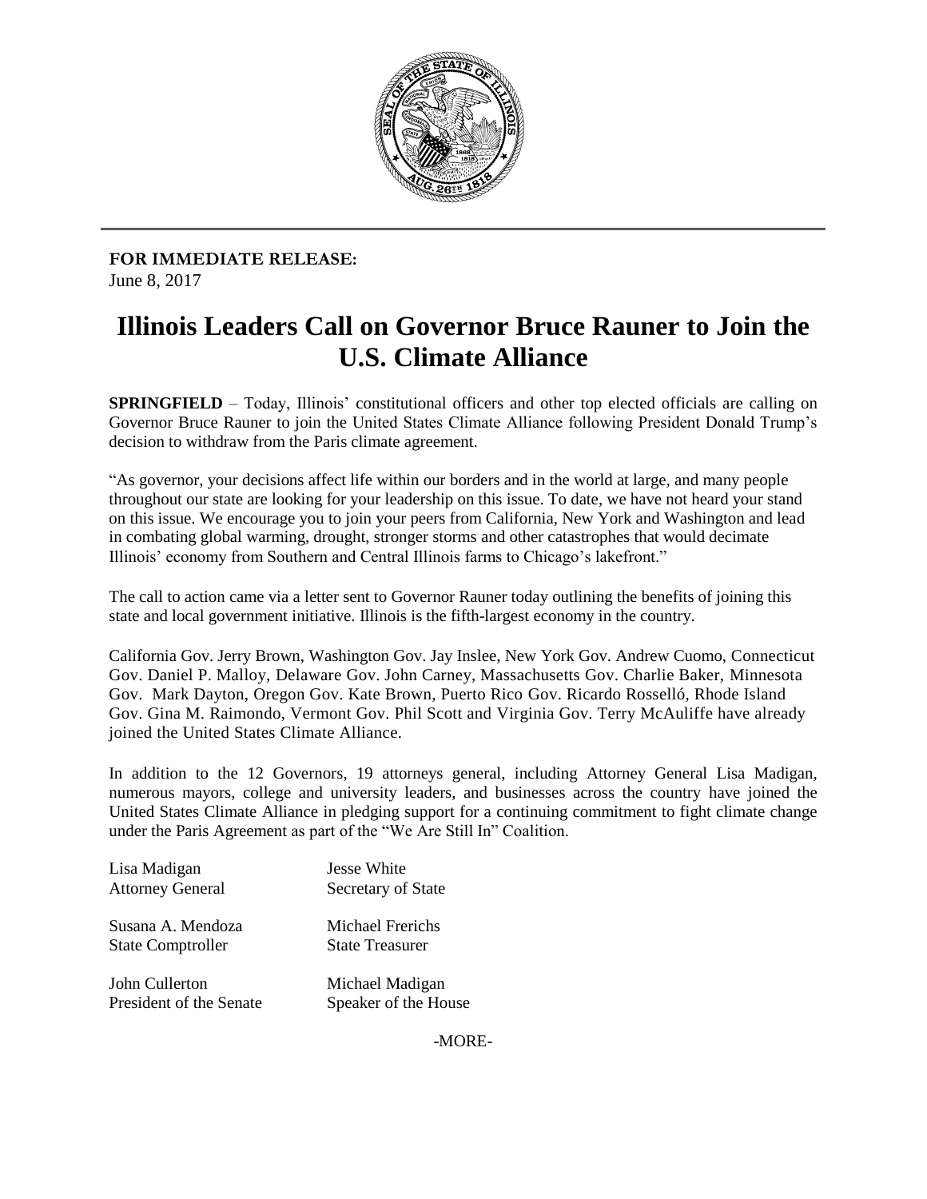**FOR IMMEDIATE RELEASE:**
June 8, 2017

# Illinois Leaders Call on Governor Bruce Rauner to Join the U.S. Climate Alliance

**SPRINGFIELD** – Today, Illinois' constitutional officers and other top elected officials are calling on Governor Bruce Rauner to join the United States Climate Alliance following President Donald Trump's decision to withdraw from the Paris climate agreement.

"As governor, your decisions affect life within our borders and in the world at large, and many people throughout our state are looking for your leadership on this issue. To date, we have not heard your stand on this issue. We encourage you to join your peers from California, New York and Washington and lead in combating global warming, drought, stronger storms and other catastrophes that would decimate Illinois' economy from Southern and Central Illinois farms to Chicago's lakefront."

The call to action came via a letter sent to Governor Rauner today outlining the benefits of joining this state and local government initiative. Illinois is the fifth-largest economy in the country.

California Gov. Jerry Brown, Washington Gov. Jay Inslee, New York Gov. Andrew Cuomo, Connecticut Gov. Daniel P. Malloy, Delaware Gov. John Carney, Massachusetts Gov. Charlie Baker, Minnesota Gov. Mark Dayton, Oregon Gov. Kate Brown, Puerto Rico Gov. Ricardo Rosselló, Rhode Island Gov. Gina M. Raimondo, Vermont Gov. Phil Scott and Virginia Gov. Terry McAuliffe have already joined the United States Climate Alliance.

In addition to the 12 Governors, 19 attorneys general, including Attorney General Lisa Madigan, numerous mayors, college and university leaders, and businesses across the country have joined the United States Climate Alliance in pledging support for a continuing commitment to fight climate change under the Paris Agreement as part of the "We Are Still In" Coalition.

Lisa Madigan
Attorney General

Jesse White
Secretary of State

Susana A. Mendoza
State Comptroller

Michael Frerichs
State Treasurer

John Cullerton
President of the Senate

Michael Madigan
Speaker of the House

-MORE-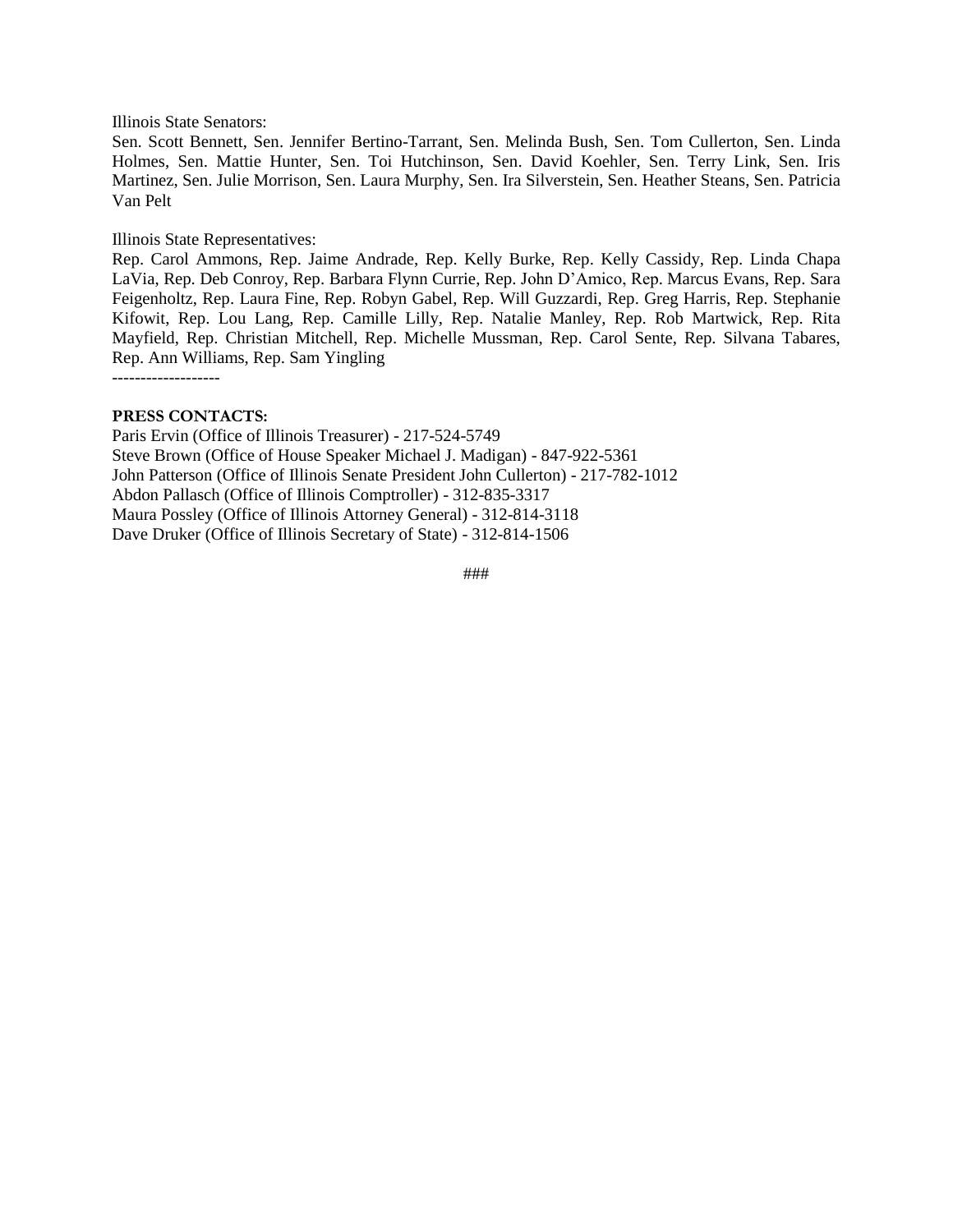Illinois State Senators:

Sen. Scott Bennett, Sen. Jennifer Bertino-Tarrant, Sen. Melinda Bush, Sen. Tom Cullerton, Sen. Linda Holmes, Sen. Mattie Hunter, Sen. Toi Hutchinson, Sen. David Koehler, Sen. Terry Link, Sen. Iris Martinez, Sen. Julie Morrison, Sen. Laura Murphy, Sen. Ira Silverstein, Sen. Heather Steans, Sen. Patricia Van Pelt

Illinois State Representatives:

Rep. Carol Ammons, Rep. Jaime Andrade, Rep. Kelly Burke, Rep. Kelly Cassidy, Rep. Linda Chapa LaVia, Rep. Deb Conroy, Rep. Barbara Flynn Currie, Rep. John D'Amico, Rep. Marcus Evans, Rep. Sara Feigenholtz, Rep. Laura Fine, Rep. Robyn Gabel, Rep. Will Guzzardi, Rep. Greg Harris, Rep. Stephanie Kifowit, Rep. Lou Lang, Rep. Camille Lilly, Rep. Natalie Manley, Rep. Rob Martwick, Rep. Rita Mayfield, Rep. Christian Mitchell, Rep. Michelle Mussman, Rep. Carol Sente, Rep. Silvana Tabares, Rep. Ann Williams, Rep. Sam Yingling

-------------------

**PRESS CONTACTS:**

Paris Ervin (Office of Illinois Treasurer) - 217-524-5749
Steve Brown (Office of House Speaker Michael J. Madigan) - 847-922-5361
John Patterson (Office of Illinois Senate President John Cullerton) - 217-782-1012
Abdon Pallasch (Office of Illinois Comptroller) - 312-835-3317
Maura Possley (Office of Illinois Attorney General) - 312-814-3118
Dave Druker (Office of Illinois Secretary of State) - 312-814-1506

###